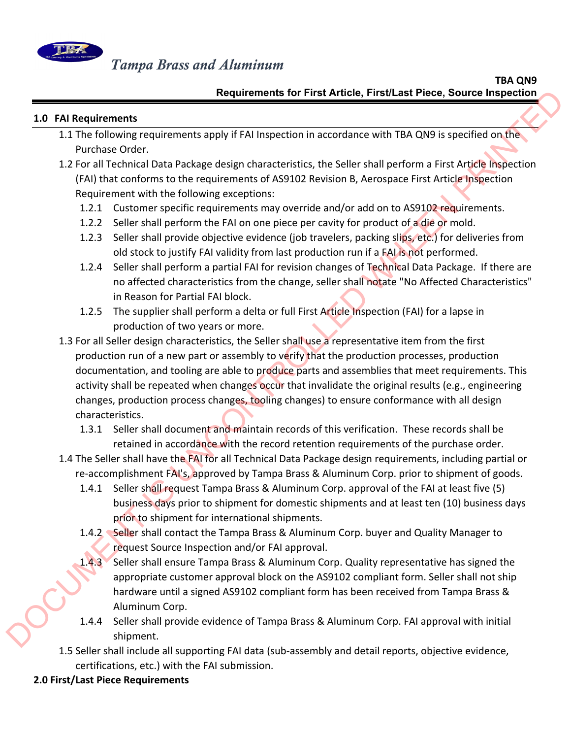Tampa Brass and Aluminum

TBA QN9
Requirements for First Article, First/Last Piece, Source Inspection

## 1.0 FAI Requirements

1.1 The following requirements apply if FAI Inspection in accordance with TBA QN9 is specified on the Purchase Order.

1.2 For all Technical Data Package design characteristics, the Seller shall perform a First Article Inspection (FAI) that conforms to the requirements of AS9102 Revision B, Aerospace First Article Inspection Requirement with the following exceptions:

- 1.2.1 Customer specific requirements may override and/or add on to AS9102 requirements.
- 1.2.2 Seller shall perform the FAI on one piece per cavity for product of a die or mold.
- 1.2.3 Seller shall provide objective evidence (job travelers, packing slips, etc.) for deliveries from old stock to justify FAI validity from last production run if a FAI is not performed.
- 1.2.4 Seller shall perform a partial FAI for revision changes of Technical Data Package. If there are no affected characteristics from the change, seller shall notate "No Affected Characteristics" in Reason for Partial FAI block.
- 1.2.5 The supplier shall perform a delta or full First Article Inspection (FAI) for a lapse in production of two years or more.

1.3 For all Seller design characteristics, the Seller shall use a representative item from the first production run of a new part or assembly to verify that the production processes, production documentation, and tooling are able to produce parts and assemblies that meet requirements. This activity shall be repeated when changes occur that invalidate the original results (e.g., engineering changes, production process changes, tooling changes) to ensure conformance with all design characteristics.

- 1.3.1 Seller shall document and maintain records of this verification. These records shall be retained in accordance with the record retention requirements of the purchase order.

1.4 The Seller shall have the FAI for all Technical Data Package design requirements, including partial or re-accomplishment FAI's, approved by Tampa Brass & Aluminum Corp. prior to shipment of goods.

- 1.4.1 Seller shall request Tampa Brass & Aluminum Corp. approval of the FAI at least five (5) business days prior to shipment for domestic shipments and at least ten (10) business days prior to shipment for international shipments.
- 1.4.2 Seller shall contact the Tampa Brass & Aluminum Corp. buyer and Quality Manager to request Source Inspection and/or FAI approval.
- 1.4.3 Seller shall ensure Tampa Brass & Aluminum Corp. Quality representative has signed the appropriate customer approval block on the AS9102 compliant form. Seller shall not ship hardware until a signed AS9102 compliant form has been received from Tampa Brass & Aluminum Corp.
- 1.4.4 Seller shall provide evidence of Tampa Brass & Aluminum Corp. FAI approval with initial shipment.

1.5 Seller shall include all supporting FAI data (sub-assembly and detail reports, objective evidence, certifications, etc.) with the FAI submission.

## 2.0 First/Last Piece Requirements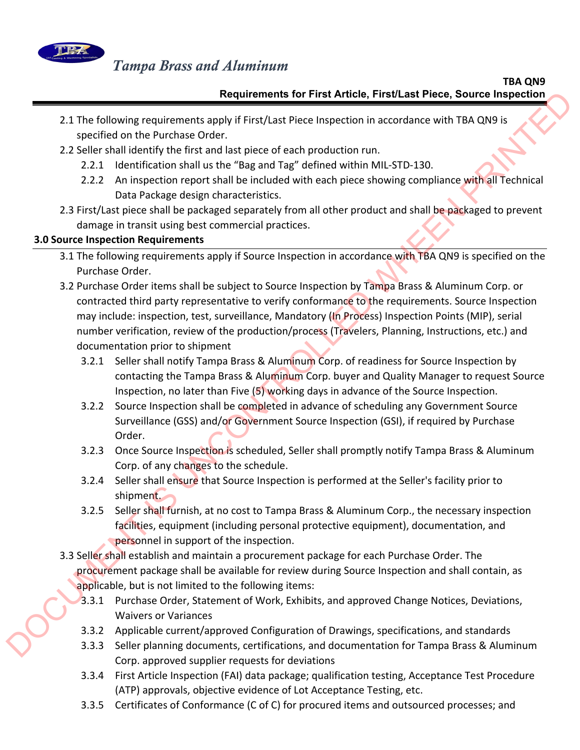2.1 The following requirements apply if First/Last Piece Inspection in accordance with TBA QN9 is specified on the Purchase Order.

2.2 Seller shall identify the first and last piece of each production run.

- 2.2.1 Identification shall us the "Bag and Tag" defined within MIL-STD-130.
- 2.2.2 An inspection report shall be included with each piece showing compliance with all Technical Data Package design characteristics.

2.3 First/Last piece shall be packaged separately from all other product and shall be packaged to prevent damage in transit using best commercial practices.

## 3.0 Source Inspection Requirements

3.1 The following requirements apply if Source Inspection in accordance with TBA QN9 is specified on the Purchase Order.

3.2 Purchase Order items shall be subject to Source Inspection by Tampa Brass & Aluminum Corp. or contracted third party representative to verify conformance to the requirements. Source Inspection may include: inspection, test, surveillance, Mandatory (In Process) Inspection Points (MIP), serial number verification, review of the production/process (Travelers, Planning, Instructions, etc.) and documentation prior to shipment

- 3.2.1 Seller shall notify Tampa Brass & Aluminum Corp. of readiness for Source Inspection by contacting the Tampa Brass & Aluminum Corp. buyer and Quality Manager to request Source Inspection, no later than Five (5) working days in advance of the Source Inspection.
- 3.2.2 Source Inspection shall be completed in advance of scheduling any Government Source Surveillance (GSS) and/or Government Source Inspection (GSI), if required by Purchase Order.
- 3.2.3 Once Source Inspection is scheduled, Seller shall promptly notify Tampa Brass & Aluminum Corp. of any changes to the schedule.
- 3.2.4 Seller shall ensure that Source Inspection is performed at the Seller's facility prior to shipment.
- 3.2.5 Seller shall furnish, at no cost to Tampa Brass & Aluminum Corp., the necessary inspection facilities, equipment (including personal protective equipment), documentation, and personnel in support of the inspection.

3.3 Seller shall establish and maintain a procurement package for each Purchase Order. The procurement package shall be available for review during Source Inspection and shall contain, as applicable, but is not limited to the following items:

- 3.3.1 Purchase Order, Statement of Work, Exhibits, and approved Change Notices, Deviations, Waivers or Variances
- 3.3.2 Applicable current/approved Configuration of Drawings, specifications, and standards
- 3.3.3 Seller planning documents, certifications, and documentation for Tampa Brass & Aluminum Corp. approved supplier requests for deviations
- 3.3.4 First Article Inspection (FAI) data package; qualification testing, Acceptance Test Procedure (ATP) approvals, objective evidence of Lot Acceptance Testing, etc.
- 3.3.5 Certificates of Conformance (C of C) for procured items and outsourced processes; and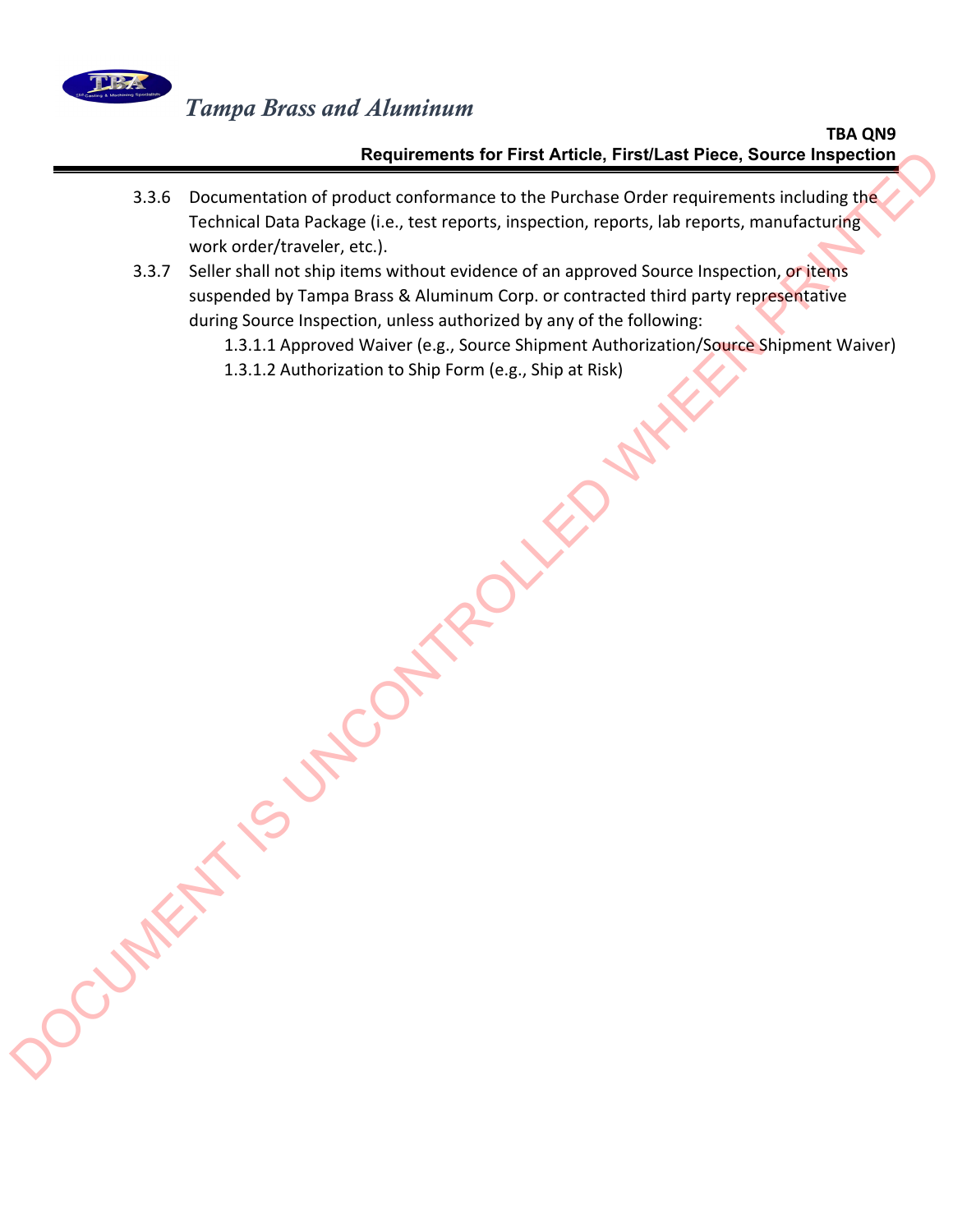3.3.6 Documentation of product conformance to the Purchase Order requirements including the Technical Data Package (i.e., test reports, inspection, reports, lab reports, manufacturing work order/traveler, etc.).

3.3.7 Seller shall not ship items without evidence of an approved Source Inspection, or items suspended by Tampa Brass & Aluminum Corp. or contracted third party representative during Source Inspection, unless authorized by any of the following:

  1.3.1.1 Approved Waiver (e.g., Source Shipment Authorization/Source Shipment Waiver)

  1.3.1.2 Authorization to Ship Form (e.g., Ship at Risk)

DOCUMENT IS UNCONTROLLED WHEEN PRINTED